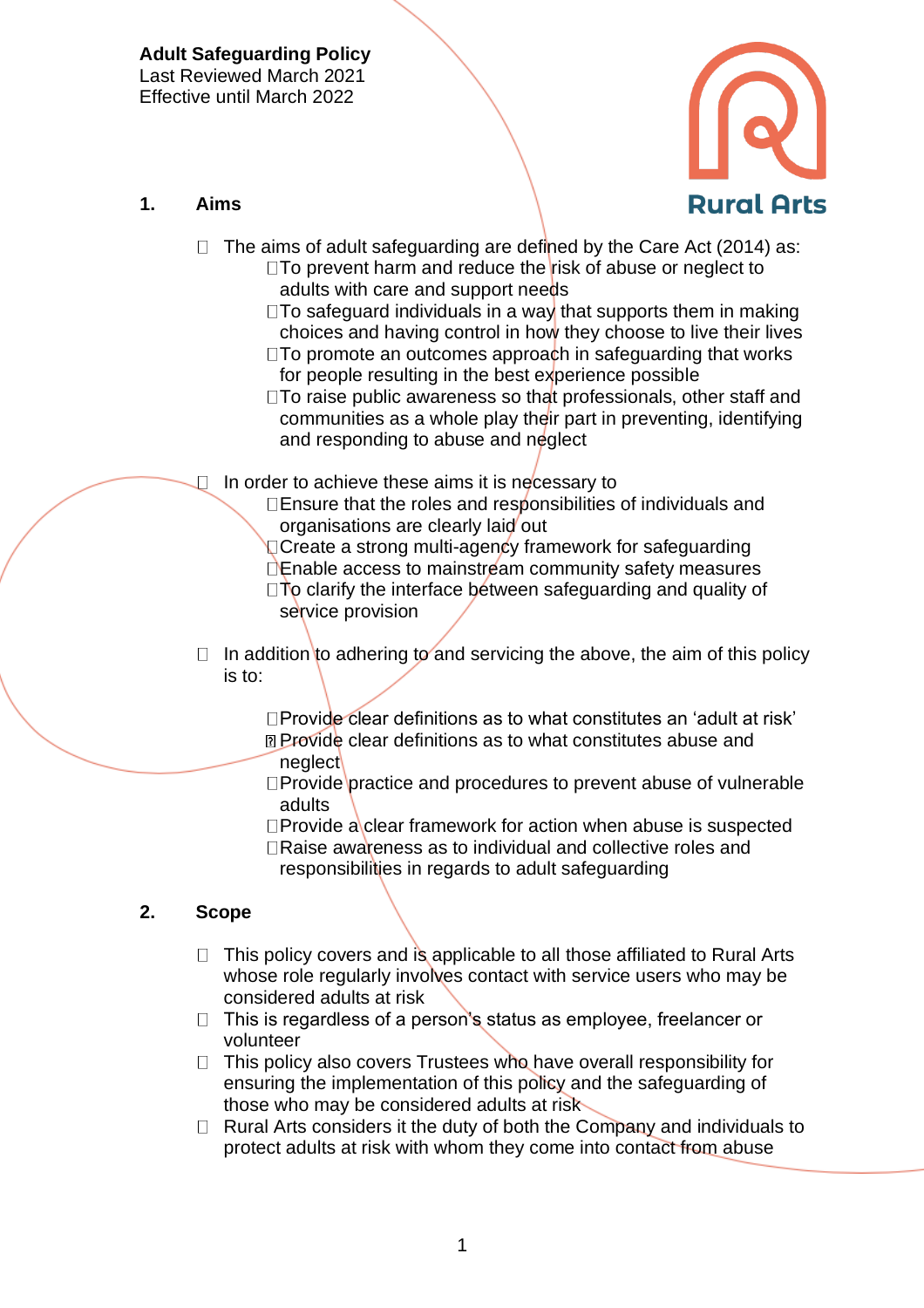**Adult Safeguarding Policy**
Last Reviewed March 2021
Effective until March 2022

Rural Arts

## 1. Aims

- The aims of adult safeguarding are defined by the Care Act (2014) as:
  - To prevent harm and reduce the risk of abuse or neglect to adults with care and support needs
  - To safeguard individuals in a way that supports them in making choices and having control in how they choose to live their lives
  - To promote an outcomes approach in safeguarding that works for people resulting in the best experience possible
  - To raise public awareness so that professionals, other staff and communities as a whole play their part in preventing, identifying and responding to abuse and neglect

- In order to achieve these aims it is necessary to
  - Ensure that the roles and responsibilities of individuals and organisations are clearly laid out
  - Create a strong multi-agency framework for safeguarding
  - Enable access to mainstream community safety measures
  - To clarify the interface between safeguarding and quality of service provision

- In addition to adhering to and servicing the above, the aim of this policy is to:

  - Provide clear definitions as to what constitutes an 'adult at risk'
  - Provide clear definitions as to what constitutes abuse and neglect
  - Provide practice and procedures to prevent abuse of vulnerable adults
  - Provide a clear framework for action when abuse is suspected
  - Raise awareness as to individual and collective roles and responsibilities in regards to adult safeguarding

## 2. Scope

- This policy covers and is applicable to all those affiliated to Rural Arts whose role regularly involves contact with service users who may be considered adults at risk
- This is regardless of a person's status as employee, freelancer or volunteer
- This policy also covers Trustees who have overall responsibility for ensuring the implementation of this policy and the safeguarding of those who may be considered adults at risk
- Rural Arts considers it the duty of both the Company and individuals to protect adults at risk with whom they come into contact from abuse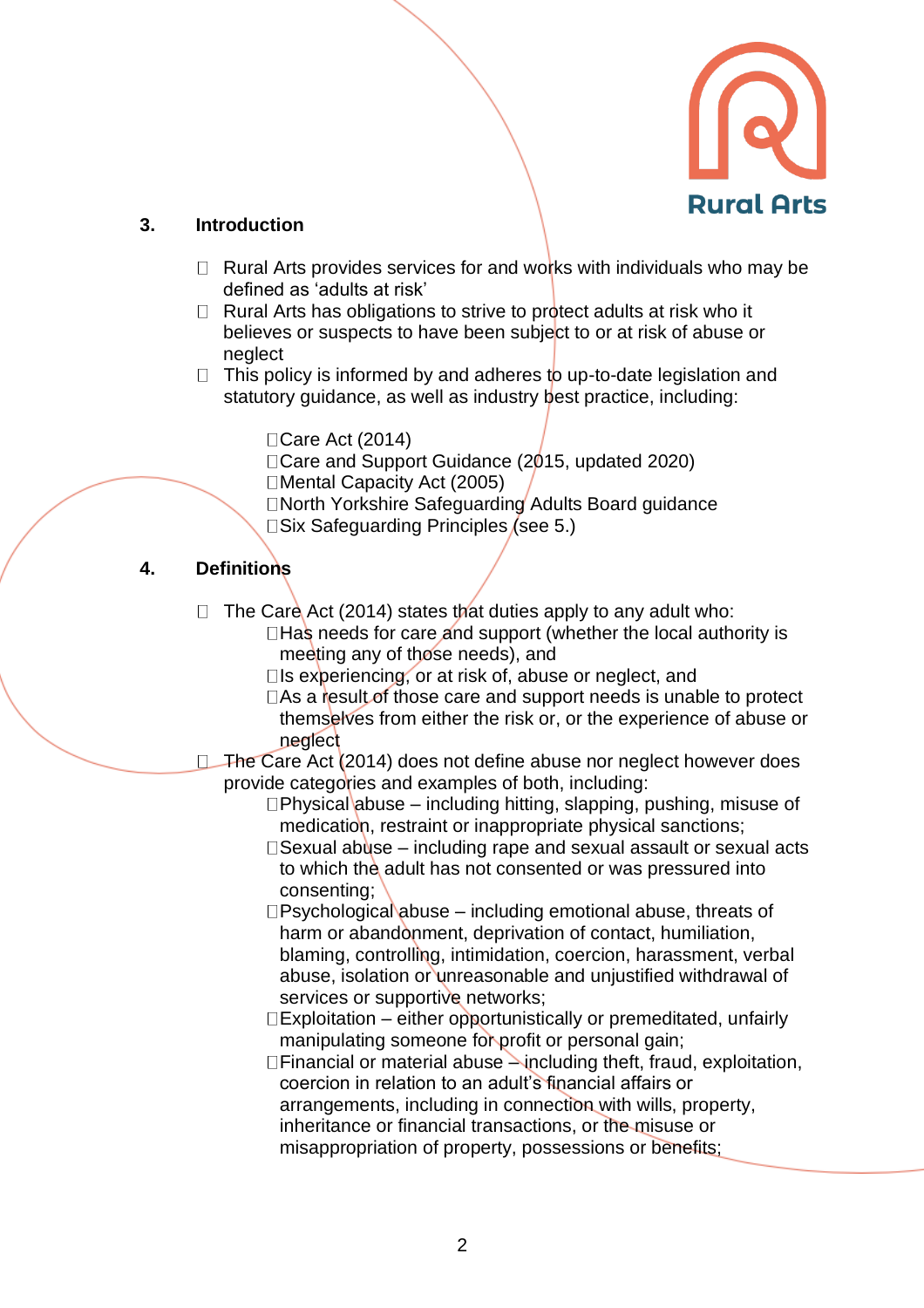## 3. Introduction

- Rural Arts provides services for and works with individuals who may be defined as 'adults at risk'
- Rural Arts has obligations to strive to protect adults at risk who it believes or suspects to have been subject to or at risk of abuse or neglect
- This policy is informed by and adheres to up-to-date legislation and statutory guidance, as well as industry best practice, including:
  - Care Act (2014)
  - Care and Support Guidance (2015, updated 2020)
  - Mental Capacity Act (2005)
  - North Yorkshire Safeguarding Adults Board guidance
  - Six Safeguarding Principles (see 5.)

## 4. Definitions

- The Care Act (2014) states that duties apply to any adult who:
  - Has needs for care and support (whether the local authority is meeting any of those needs), and
  - Is experiencing, or at risk of, abuse or neglect, and
  - As a result of those care and support needs is unable to protect themselves from either the risk or, or the experience of abuse or neglect
- The Care Act (2014) does not define abuse nor neglect however does provide categories and examples of both, including:
  - Physical abuse – including hitting, slapping, pushing, misuse of medication, restraint or inappropriate physical sanctions;
  - Sexual abuse – including rape and sexual assault or sexual acts to which the adult has not consented or was pressured into consenting;
  - Psychological abuse – including emotional abuse, threats of harm or abandonment, deprivation of contact, humiliation, blaming, controlling, intimidation, coercion, harassment, verbal abuse, isolation or unreasonable and unjustified withdrawal of services or supportive networks;
  - Exploitation – either opportunistically or premeditated, unfairly manipulating someone for profit or personal gain;
  - Financial or material abuse – including theft, fraud, exploitation, coercion in relation to an adult's financial affairs or arrangements, including in connection with wills, property, inheritance or financial transactions, or the misuse or misappropriation of property, possessions or benefits;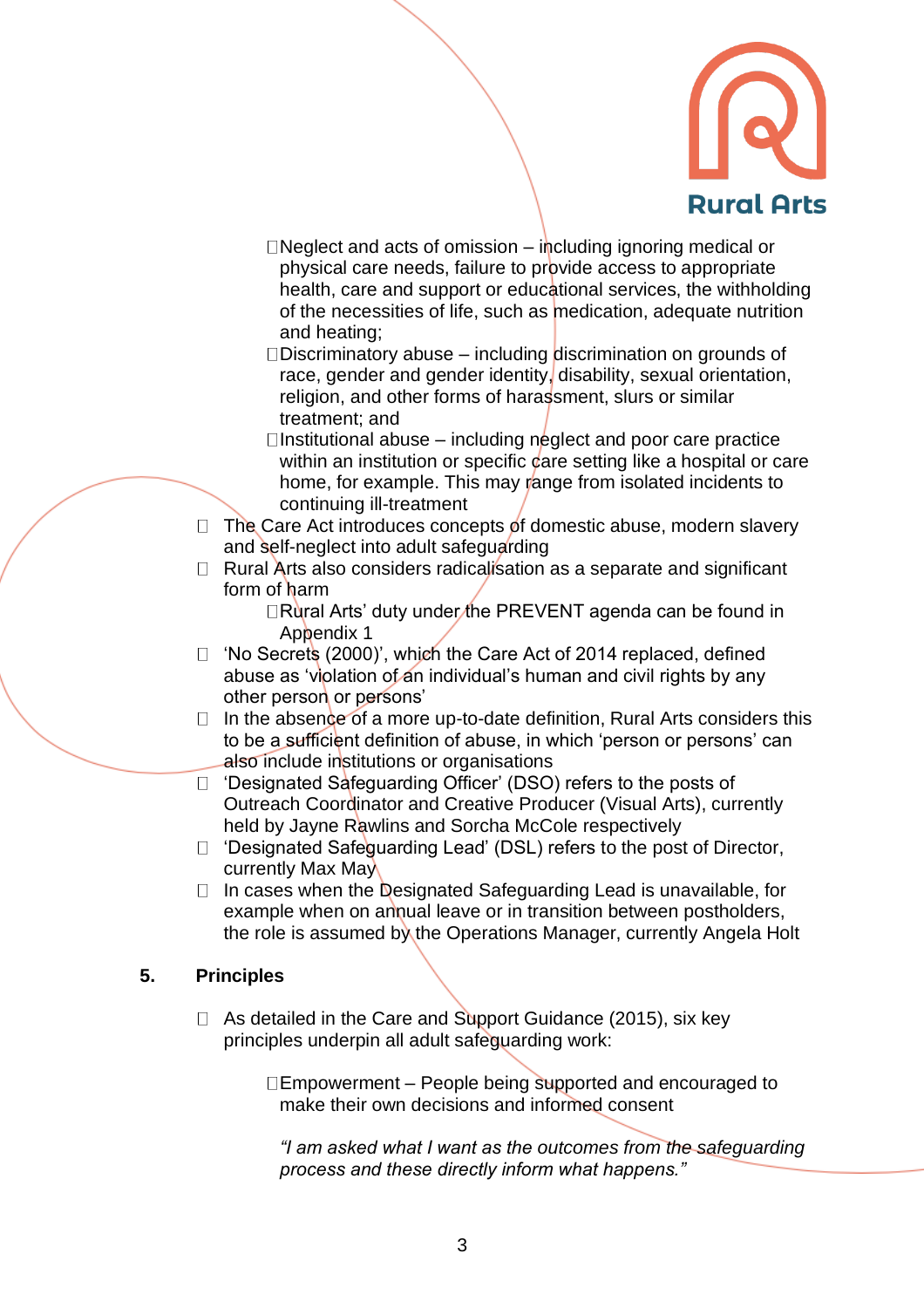- Neglect and acts of omission – including ignoring medical or physical care needs, failure to provide access to appropriate health, care and support or educational services, the withholding of the necessities of life, such as medication, adequate nutrition and heating;
  - Discriminatory abuse – including discrimination on grounds of race, gender and gender identity, disability, sexual orientation, religion, and other forms of harassment, slurs or similar treatment; and
  - Institutional abuse – including neglect and poor care practice within an institution or specific care setting like a hospital or care home, for example. This may range from isolated incidents to continuing ill-treatment
- The Care Act introduces concepts of domestic abuse, modern slavery and self-neglect into adult safeguarding
- Rural Arts also considers radicalisation as a separate and significant form of harm
  - Rural Arts' duty under the PREVENT agenda can be found in Appendix 1
- 'No Secrets (2000)', which the Care Act of 2014 replaced, defined abuse as 'violation of an individual's human and civil rights by any other person or persons'
- In the absence of a more up-to-date definition, Rural Arts considers this to be a sufficient definition of abuse, in which 'person or persons' can also include institutions or organisations
- 'Designated Safeguarding Officer' (DSO) refers to the posts of Outreach Coordinator and Creative Producer (Visual Arts), currently held by Jayne Rawlins and Sorcha McCole respectively
- 'Designated Safeguarding Lead' (DSL) refers to the post of Director, currently Max May
- In cases when the Designated Safeguarding Lead is unavailable, for example when on annual leave or in transition between postholders, the role is assumed by the Operations Manager, currently Angela Holt

## 5. Principles

- As detailed in the Care and Support Guidance (2015), six key principles underpin all adult safeguarding work:
  - Empowerment – People being supported and encouraged to make their own decisions and informed consent

    *"I am asked what I want as the outcomes from the safeguarding process and these directly inform what happens."*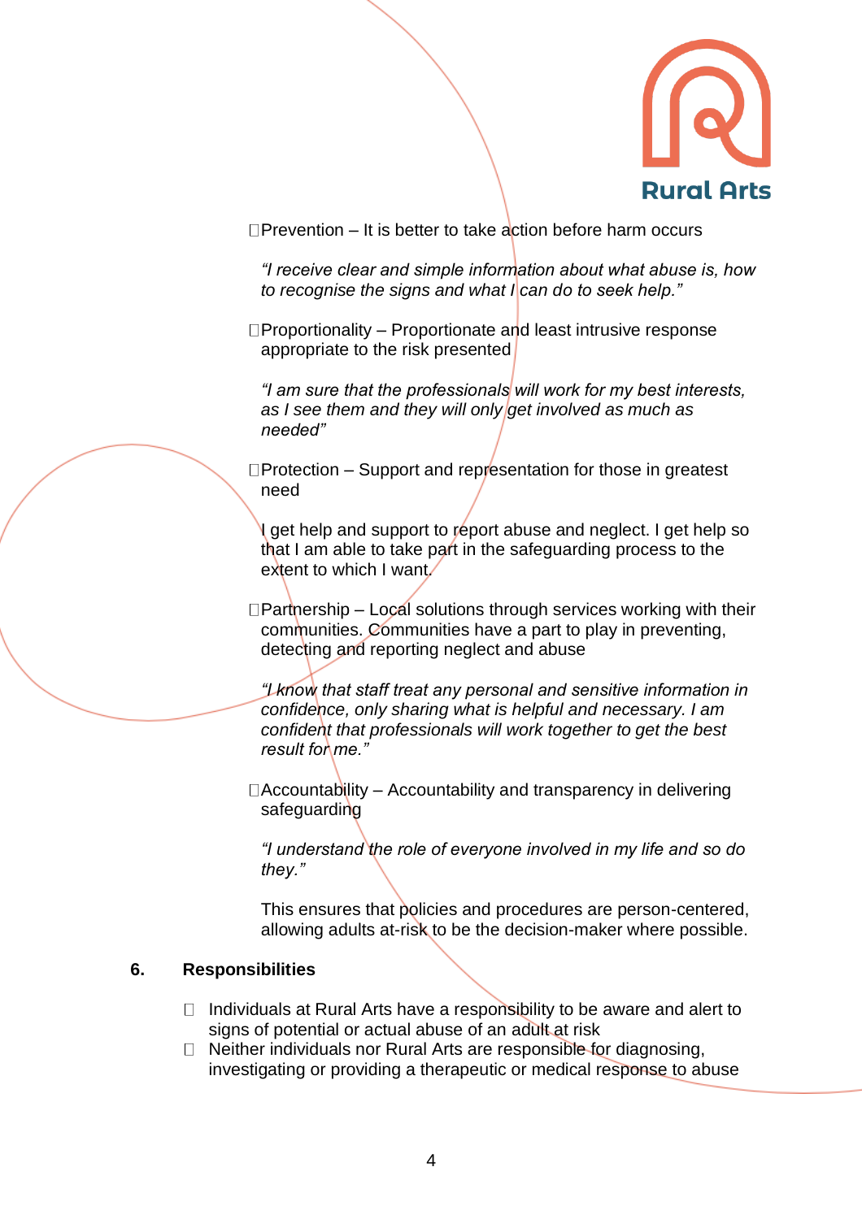- Prevention – It is better to take action before harm occurs

  *"I receive clear and simple information about what abuse is, how to recognise the signs and what I can do to seek help."*

- Proportionality – Proportionate and least intrusive response appropriate to the risk presented

  *"I am sure that the professionals will work for my best interests, as I see them and they will only get involved as much as needed"*

- Protection – Support and representation for those in greatest need

  I get help and support to report abuse and neglect. I get help so that I am able to take part in the safeguarding process to the extent to which I want.

- Partnership – Local solutions through services working with their communities. Communities have a part to play in preventing, detecting and reporting neglect and abuse

  *"I know that staff treat any personal and sensitive information in confidence, only sharing what is helpful and necessary. I am confident that professionals will work together to get the best result for me."*

- Accountability – Accountability and transparency in delivering safeguarding

  *"I understand the role of everyone involved in my life and so do they."*

  This ensures that policies and procedures are person-centered, allowing adults at-risk to be the decision-maker where possible.

## 6. Responsibilities

- Individuals at Rural Arts have a responsibility to be aware and alert to signs of potential or actual abuse of an adult at risk
- Neither individuals nor Rural Arts are responsible for diagnosing, investigating or providing a therapeutic or medical response to abuse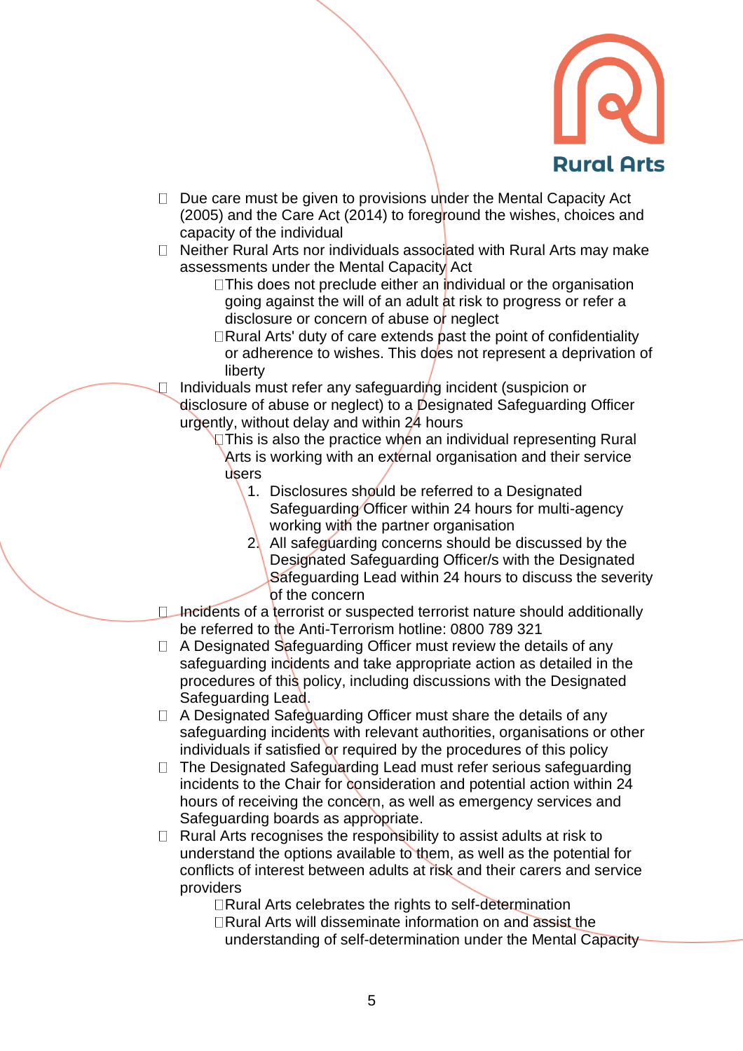- Due care must be given to provisions under the Mental Capacity Act (2005) and the Care Act (2014) to foreground the wishes, choices and capacity of the individual
- Neither Rural Arts nor individuals associated with Rural Arts may make assessments under the Mental Capacity Act
  - This does not preclude either an individual or the organisation going against the will of an adult at risk to progress or refer a disclosure or concern of abuse or neglect
  - Rural Arts' duty of care extends past the point of confidentiality or adherence to wishes. This does not represent a deprivation of liberty
- Individuals must refer any safeguarding incident (suspicion or disclosure of abuse or neglect) to a Designated Safeguarding Officer urgently, without delay and within 24 hours
  - This is also the practice when an individual representing Rural Arts is working with an external organisation and their service users
    1. Disclosures should be referred to a Designated Safeguarding Officer within 24 hours for multi-agency working with the partner organisation
    2. All safeguarding concerns should be discussed by the Designated Safeguarding Officer/s with the Designated Safeguarding Lead within 24 hours to discuss the severity of the concern
- Incidents of a terrorist or suspected terrorist nature should additionally be referred to the Anti-Terrorism hotline: 0800 789 321
- A Designated Safeguarding Officer must review the details of any safeguarding incidents and take appropriate action as detailed in the procedures of this policy, including discussions with the Designated Safeguarding Lead.
- A Designated Safeguarding Officer must share the details of any safeguarding incidents with relevant authorities, organisations or other individuals if satisfied or required by the procedures of this policy
- The Designated Safeguarding Lead must refer serious safeguarding incidents to the Chair for consideration and potential action within 24 hours of receiving the concern, as well as emergency services and Safeguarding boards as appropriate.
- Rural Arts recognises the responsibility to assist adults at risk to understand the options available to them, as well as the potential for conflicts of interest between adults at risk and their carers and service providers
  - Rural Arts celebrates the rights to self-determination
  - Rural Arts will disseminate information on and assist the understanding of self-determination under the Mental Capacity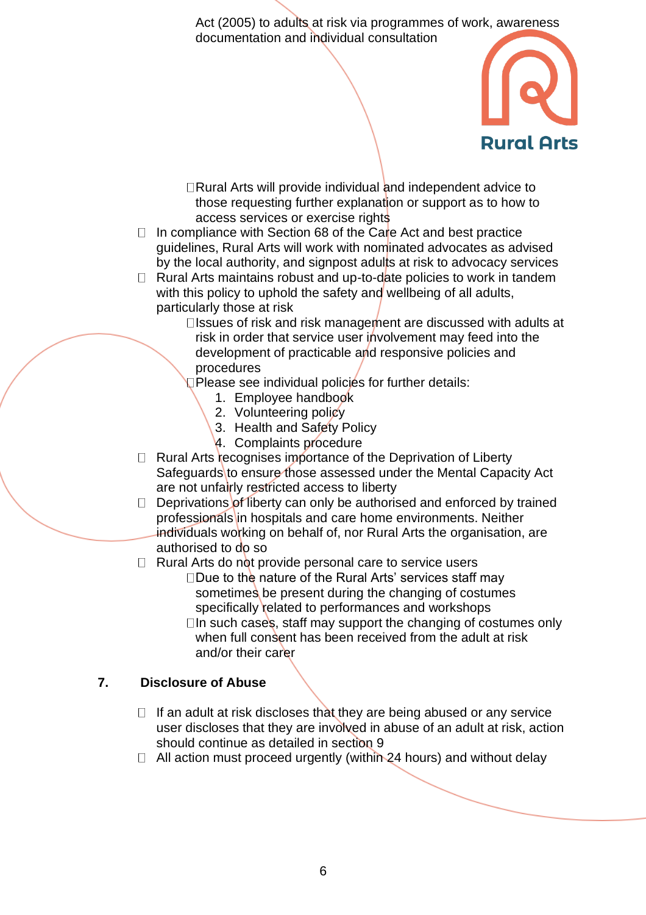Act (2005) to adults at risk via programmes of work, awareness documentation and individual consultation

- Rural Arts will provide individual and independent advice to those requesting further explanation or support as to how to access services or exercise rights

- In compliance with Section 68 of the Care Act and best practice guidelines, Rural Arts will work with nominated advocates as advised by the local authority, and signpost adults at risk to advocacy services
- Rural Arts maintains robust and up-to-date policies to work in tandem with this policy to uphold the safety and wellbeing of all adults, particularly those at risk
  - Issues of risk and risk management are discussed with adults at risk in order that service user involvement may feed into the development of practicable and responsive policies and procedures
  - Please see individual policies for further details:
    1. Employee handbook
    2. Volunteering policy
    3. Health and Safety Policy
    4. Complaints procedure
- Rural Arts recognises importance of the Deprivation of Liberty Safeguards to ensure those assessed under the Mental Capacity Act are not unfairly restricted access to liberty
- Deprivations of liberty can only be authorised and enforced by trained professionals in hospitals and care home environments. Neither individuals working on behalf of, nor Rural Arts the organisation, are authorised to do so
- Rural Arts do not provide personal care to service users
  - Due to the nature of the Rural Arts' services staff may sometimes be present during the changing of costumes specifically related to performances and workshops
  - In such cases, staff may support the changing of costumes only when full consent has been received from the adult at risk and/or their carer

## 7. Disclosure of Abuse

- If an adult at risk discloses that they are being abused or any service user discloses that they are involved in abuse of an adult at risk, action should continue as detailed in section 9
- All action must proceed urgently (within 24 hours) and without delay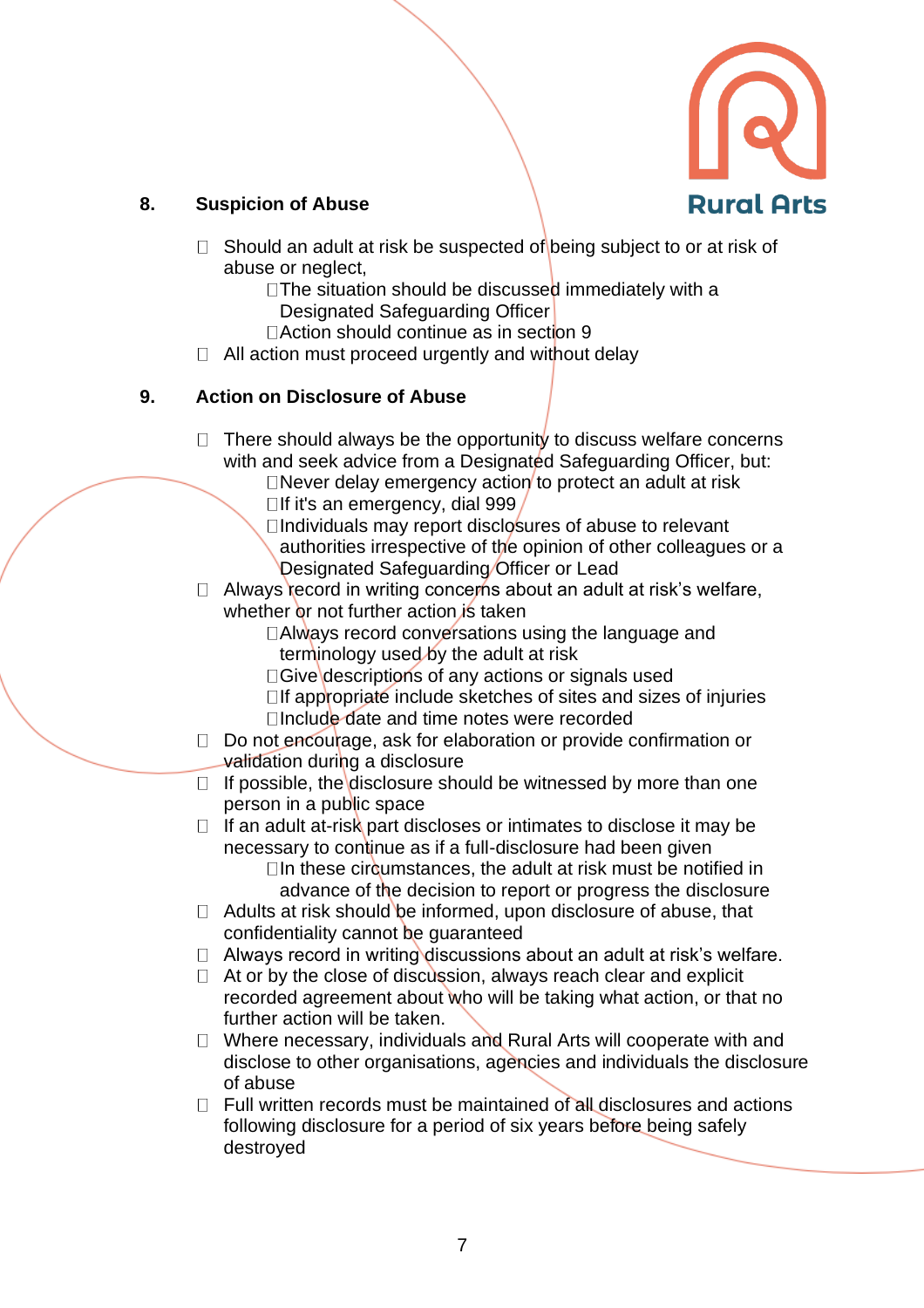## 8. Suspicion of Abuse

- Should an adult at risk be suspected of being subject to or at risk of abuse or neglect,
  - The situation should be discussed immediately with a Designated Safeguarding Officer
  - Action should continue as in section 9
- All action must proceed urgently and without delay

## 9. Action on Disclosure of Abuse

- There should always be the opportunity to discuss welfare concerns with and seek advice from a Designated Safeguarding Officer, but:
  - Never delay emergency action to protect an adult at risk
  - If it's an emergency, dial 999
  - Individuals may report disclosures of abuse to relevant authorities irrespective of the opinion of other colleagues or a Designated Safeguarding Officer or Lead
- Always record in writing concerns about an adult at risk's welfare, whether or not further action is taken
  - Always record conversations using the language and terminology used by the adult at risk
  - Give descriptions of any actions or signals used
  - If appropriate include sketches of sites and sizes of injuries
  - Include date and time notes were recorded
- Do not encourage, ask for elaboration or provide confirmation or validation during a disclosure
- If possible, the disclosure should be witnessed by more than one person in a public space
- If an adult at-risk part discloses or intimates to disclose it may be necessary to continue as if a full-disclosure had been given
  - In these circumstances, the adult at risk must be notified in advance of the decision to report or progress the disclosure
- Adults at risk should be informed, upon disclosure of abuse, that confidentiality cannot be guaranteed
- Always record in writing discussions about an adult at risk's welfare.
- At or by the close of discussion, always reach clear and explicit recorded agreement about who will be taking what action, or that no further action will be taken.
- Where necessary, individuals and Rural Arts will cooperate with and disclose to other organisations, agencies and individuals the disclosure of abuse
- Full written records must be maintained of all disclosures and actions following disclosure for a period of six years before being safely destroyed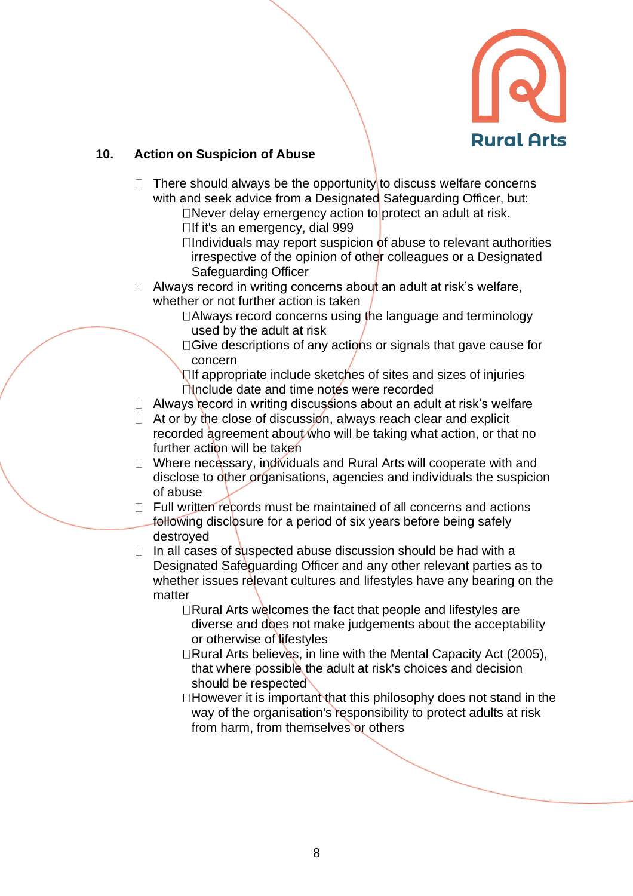## 10. Action on Suspicion of Abuse

- There should always be the opportunity to discuss welfare concerns with and seek advice from a Designated Safeguarding Officer, but:
  - Never delay emergency action to protect an adult at risk.
  - If it's an emergency, dial 999
  - Individuals may report suspicion of abuse to relevant authorities irrespective of the opinion of other colleagues or a Designated Safeguarding Officer
- Always record in writing concerns about an adult at risk's welfare, whether or not further action is taken
  - Always record concerns using the language and terminology used by the adult at risk
  - Give descriptions of any actions or signals that gave cause for concern
  - If appropriate include sketches of sites and sizes of injuries
  - Include date and time notes were recorded
- Always record in writing discussions about an adult at risk's welfare
- At or by the close of discussion, always reach clear and explicit recorded agreement about who will be taking what action, or that no further action will be taken
- Where necessary, individuals and Rural Arts will cooperate with and disclose to other organisations, agencies and individuals the suspicion of abuse
- Full written records must be maintained of all concerns and actions following disclosure for a period of six years before being safely destroyed
- In all cases of suspected abuse discussion should be had with a Designated Safeguarding Officer and any other relevant parties as to whether issues relevant cultures and lifestyles have any bearing on the matter
  - Rural Arts welcomes the fact that people and lifestyles are diverse and does not make judgements about the acceptability or otherwise of lifestyles
  - Rural Arts believes, in line with the Mental Capacity Act (2005), that where possible the adult at risk's choices and decision should be respected
  - However it is important that this philosophy does not stand in the way of the organisation's responsibility to protect adults at risk from harm, from themselves or others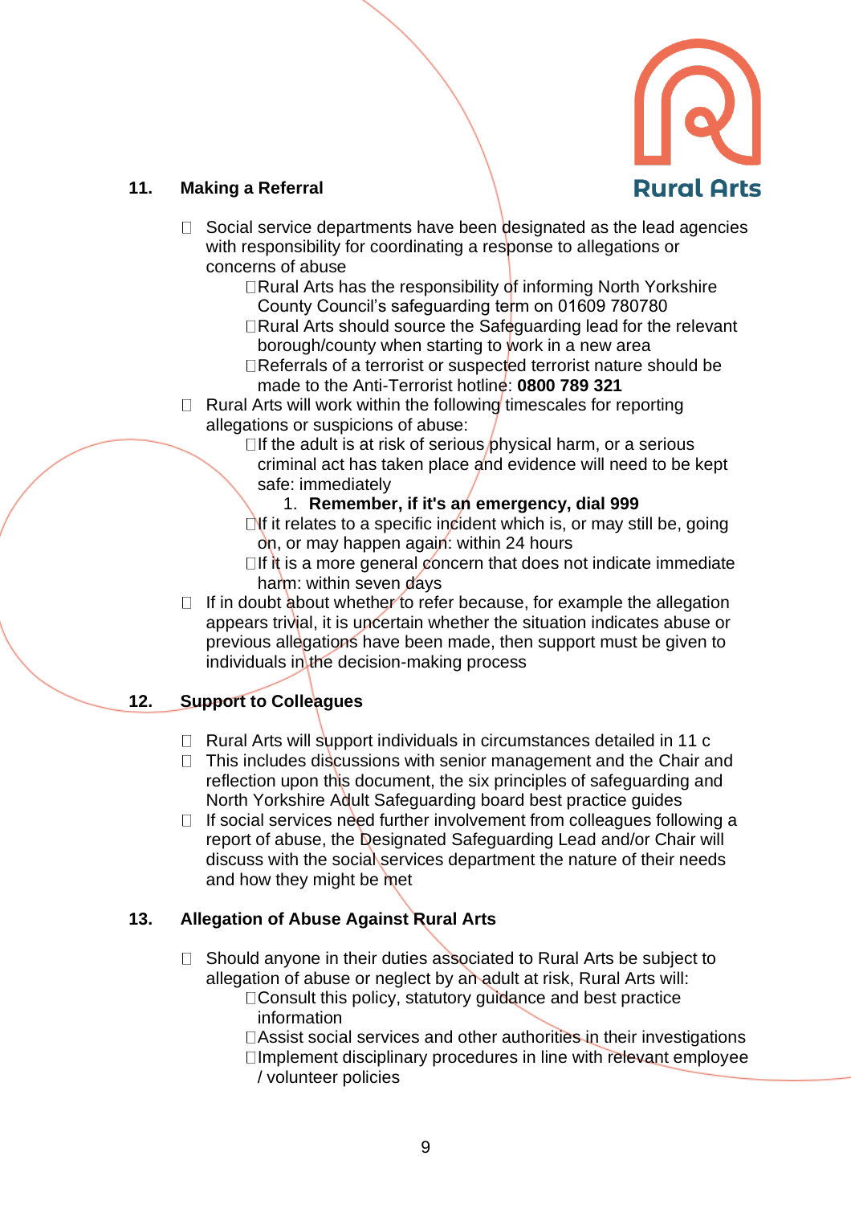## 11. Making a Referral

- Social service departments have been designated as the lead agencies with responsibility for coordinating a response to allegations or concerns of abuse
  - Rural Arts has the responsibility of informing North Yorkshire County Council's safeguarding term on 01609 780780
  - Rural Arts should source the Safeguarding lead for the relevant borough/county when starting to work in a new area
  - Referrals of a terrorist or suspected terrorist nature should be made to the Anti-Terrorist hotline: **0800 789 321**
- Rural Arts will work within the following timescales for reporting allegations or suspicions of abuse:
  - If the adult is at risk of serious physical harm, or a serious criminal act has taken place and evidence will need to be kept safe: immediately
    1. **Remember, if it's an emergency, dial 999**
  - If it relates to a specific incident which is, or may still be, going on, or may happen again: within 24 hours
  - If it is a more general concern that does not indicate immediate harm: within seven days
- If in doubt about whether to refer because, for example the allegation appears trivial, it is uncertain whether the situation indicates abuse or previous allegations have been made, then support must be given to individuals in the decision-making process

## 12. Support to Colleagues

- Rural Arts will support individuals in circumstances detailed in 11 c
- This includes discussions with senior management and the Chair and reflection upon this document, the six principles of safeguarding and North Yorkshire Adult Safeguarding board best practice guides
- If social services need further involvement from colleagues following a report of abuse, the Designated Safeguarding Lead and/or Chair will discuss with the social services department the nature of their needs and how they might be met

## 13. Allegation of Abuse Against Rural Arts

- Should anyone in their duties associated to Rural Arts be subject to allegation of abuse or neglect by an adult at risk, Rural Arts will:
  - Consult this policy, statutory guidance and best practice information
  - Assist social services and other authorities in their investigations
  - Implement disciplinary procedures in line with relevant employee / volunteer policies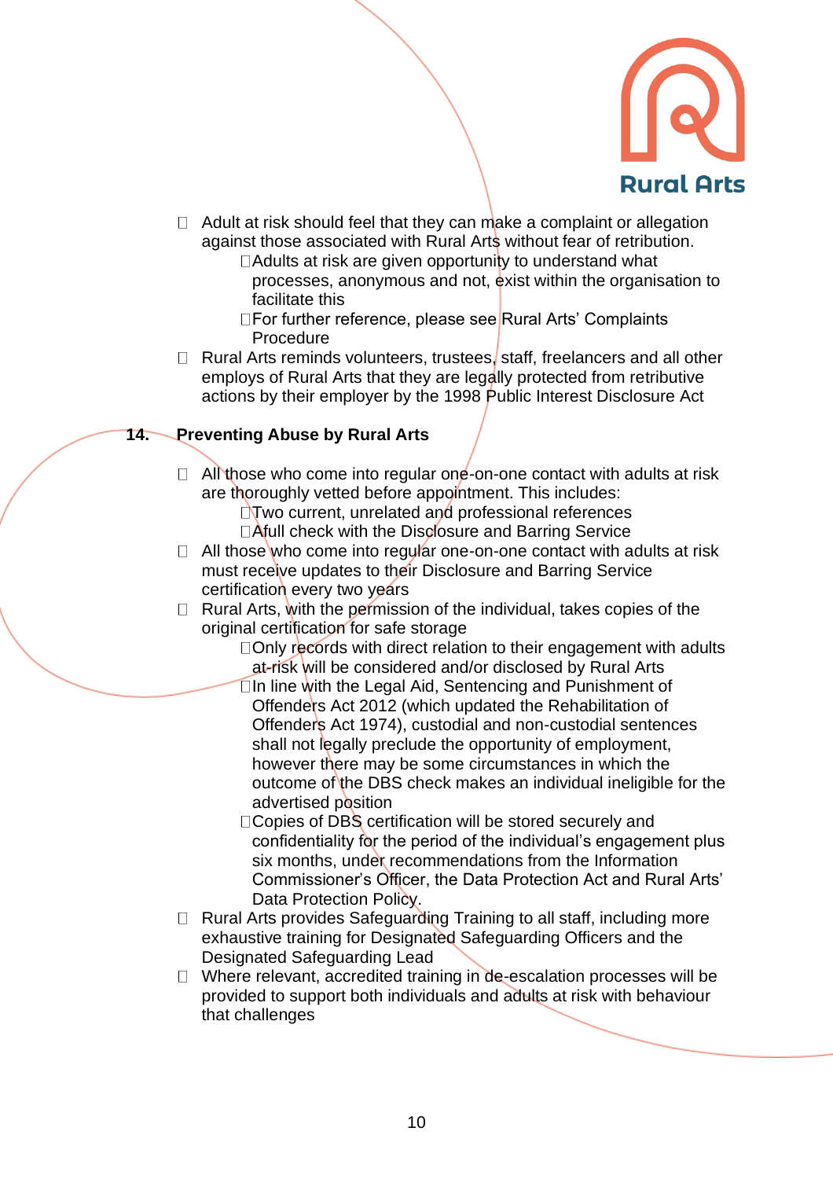- Adult at risk should feel that they can make a complaint or allegation against those associated with Rural Arts without fear of retribution.
    - Adults at risk are given opportunity to understand what processes, anonymous and not, exist within the organisation to facilitate this
    - For further reference, please see Rural Arts' Complaints Procedure
- Rural Arts reminds volunteers, trustees, staff, freelancers and all other employs of Rural Arts that they are legally protected from retributive actions by their employer by the 1998 Public Interest Disclosure Act

## 14. Preventing Abuse by Rural Arts

- All those who come into regular one-on-one contact with adults at risk are thoroughly vetted before appointment. This includes:
    - Two current, unrelated and professional references
    - Afull check with the Disclosure and Barring Service
- All those who come into regular one-on-one contact with adults at risk must receive updates to their Disclosure and Barring Service certification every two years
- Rural Arts, with the permission of the individual, takes copies of the original certification for safe storage
    - Only records with direct relation to their engagement with adults at-risk will be considered and/or disclosed by Rural Arts
    - In line with the Legal Aid, Sentencing and Punishment of Offenders Act 2012 (which updated the Rehabilitation of Offenders Act 1974), custodial and non-custodial sentences shall not legally preclude the opportunity of employment, however there may be some circumstances in which the outcome of the DBS check makes an individual ineligible for the advertised position
    - Copies of DBS certification will be stored securely and confidentiality for the period of the individual's engagement plus six months, under recommendations from the Information Commissioner's Officer, the Data Protection Act and Rural Arts' Data Protection Policy.
- Rural Arts provides Safeguarding Training to all staff, including more exhaustive training for Designated Safeguarding Officers and the Designated Safeguarding Lead
- Where relevant, accredited training in de-escalation processes will be provided to support both individuals and adults at risk with behaviour that challenges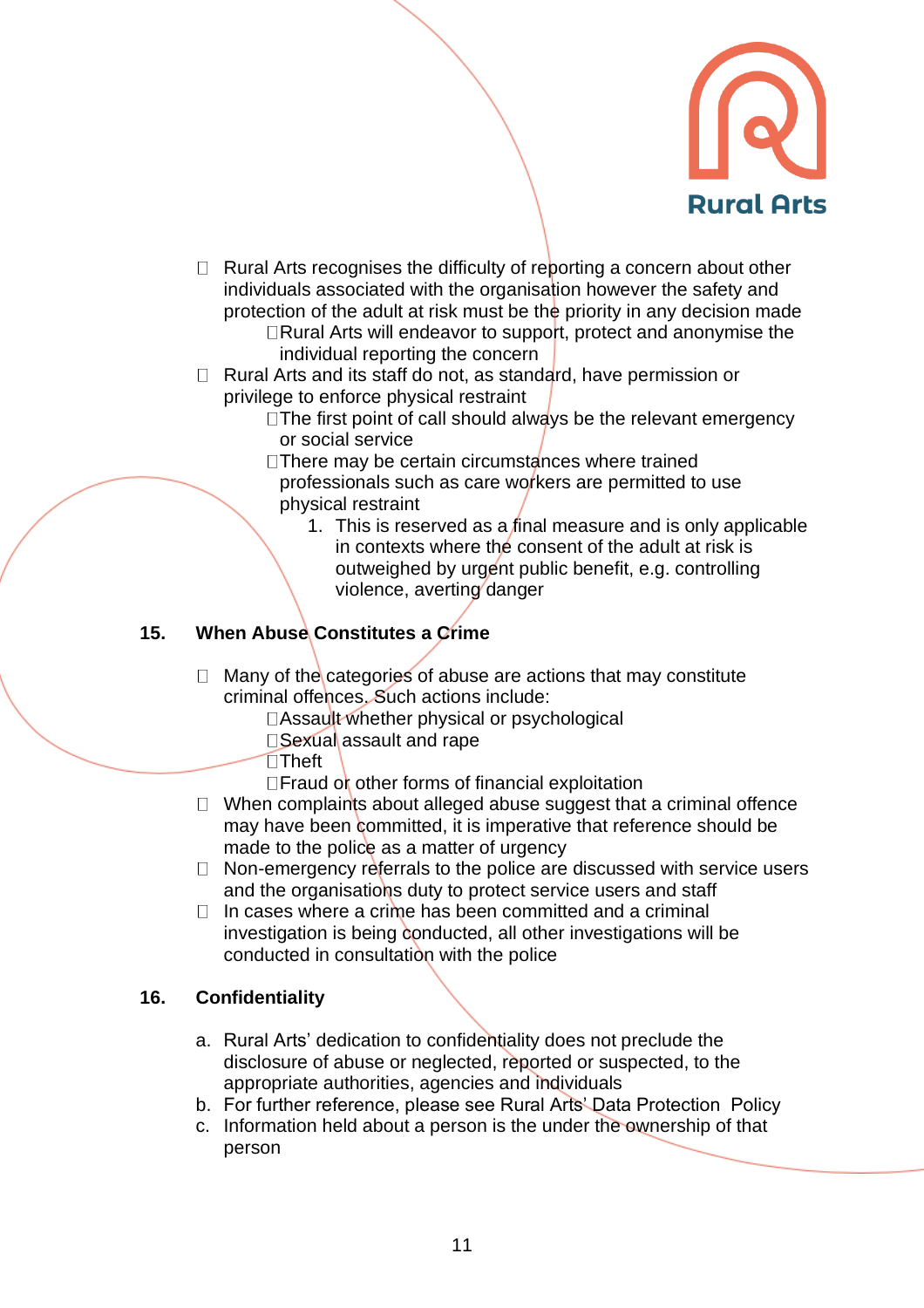- Rural Arts recognises the difficulty of reporting a concern about other individuals associated with the organisation however the safety and protection of the adult at risk must be the priority in any decision made
  - Rural Arts will endeavor to support, protect and anonymise the individual reporting the concern
- Rural Arts and its staff do not, as standard, have permission or privilege to enforce physical restraint
  - The first point of call should always be the relevant emergency or social service
  - There may be certain circumstances where trained professionals such as care workers are permitted to use physical restraint
    1. This is reserved as a final measure and is only applicable in contexts where the consent of the adult at risk is outweighed by urgent public benefit, e.g. controlling violence, averting danger

## 15. When Abuse Constitutes a Crime

- Many of the categories of abuse are actions that may constitute criminal offences. Such actions include:
  - Assault whether physical or psychological
  - Sexual assault and rape
  - Theft
  - Fraud or other forms of financial exploitation
- When complaints about alleged abuse suggest that a criminal offence may have been committed, it is imperative that reference should be made to the police as a matter of urgency
- Non-emergency referrals to the police are discussed with service users and the organisations duty to protect service users and staff
- In cases where a crime has been committed and a criminal investigation is being conducted, all other investigations will be conducted in consultation with the police

## 16. Confidentiality

a. Rural Arts' dedication to confidentiality does not preclude the disclosure of abuse or neglected, reported or suspected, to the appropriate authorities, agencies and individuals
b. For further reference, please see Rural Arts' Data Protection Policy
c. Information held about a person is the under the ownership of that person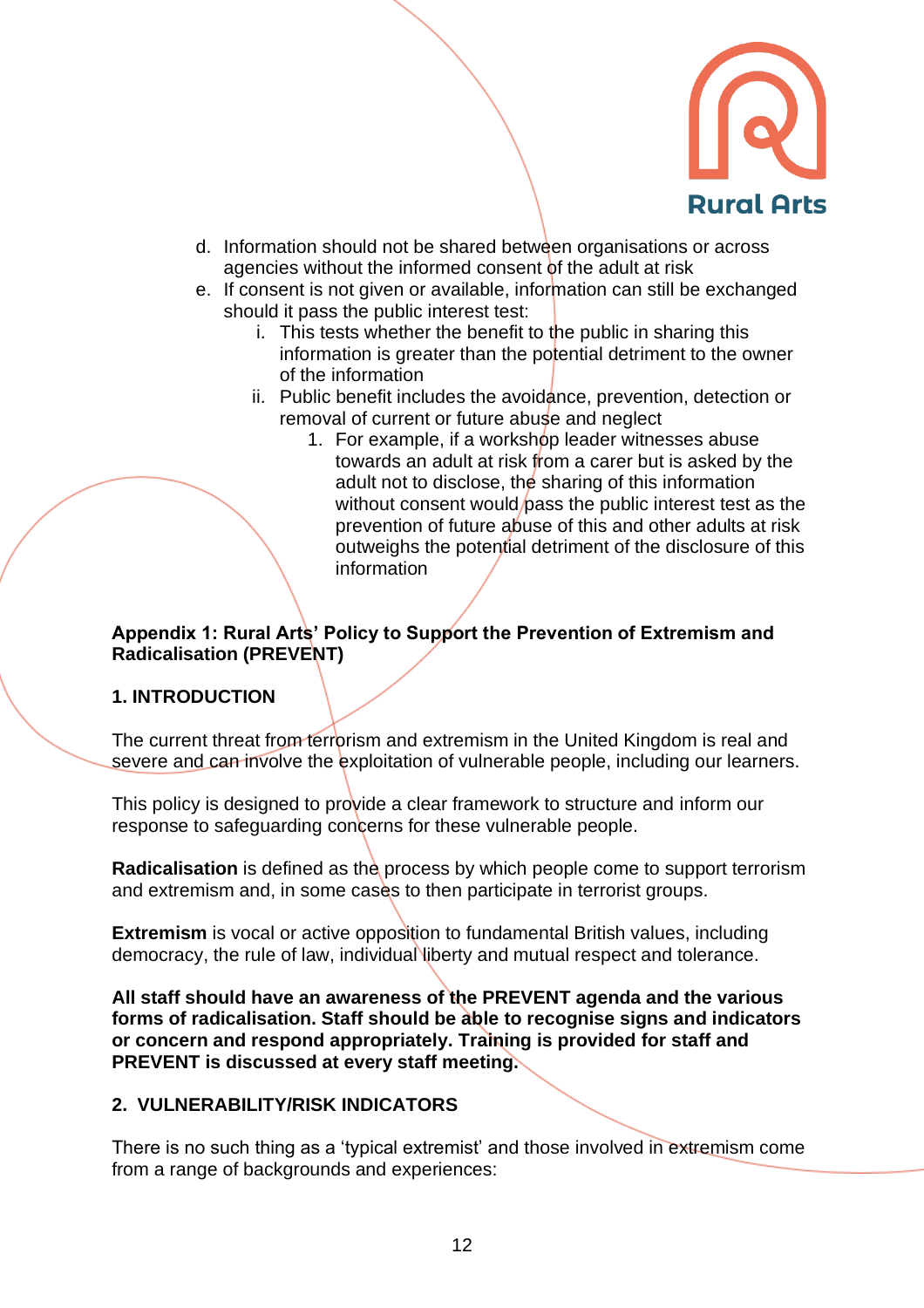d. Information should not be shared between organisations or across agencies without the informed consent of the adult at risk

e. If consent is not given or available, information can still be exchanged should it pass the public interest test:

   i. This tests whether the benefit to the public in sharing this information is greater than the potential detriment to the owner of the information

   ii. Public benefit includes the avoidance, prevention, detection or removal of current or future abuse and neglect

      1. For example, if a workshop leader witnesses abuse towards an adult at risk from a carer but is asked by the adult not to disclose, the sharing of this information without consent would pass the public interest test as the prevention of future abuse of this and other adults at risk outweighs the potential detriment of the disclosure of this information

**Appendix 1: Rural Arts' Policy to Support the Prevention of Extremism and Radicalisation (PREVENT)**

**1. INTRODUCTION**

The current threat from terrorism and extremism in the United Kingdom is real and severe and can involve the exploitation of vulnerable people, including our learners.

This policy is designed to provide a clear framework to structure and inform our response to safeguarding concerns for these vulnerable people.

**Radicalisation** is defined as the process by which people come to support terrorism and extremism and, in some cases to then participate in terrorist groups.

**Extremism** is vocal or active opposition to fundamental British values, including democracy, the rule of law, individual liberty and mutual respect and tolerance.

**All staff should have an awareness of the PREVENT agenda and the various forms of radicalisation. Staff should be able to recognise signs and indicators or concern and respond appropriately. Training is provided for staff and PREVENT is discussed at every staff meeting.**

**2. VULNERABILITY/RISK INDICATORS**

There is no such thing as a 'typical extremist' and those involved in extremism come from a range of backgrounds and experiences: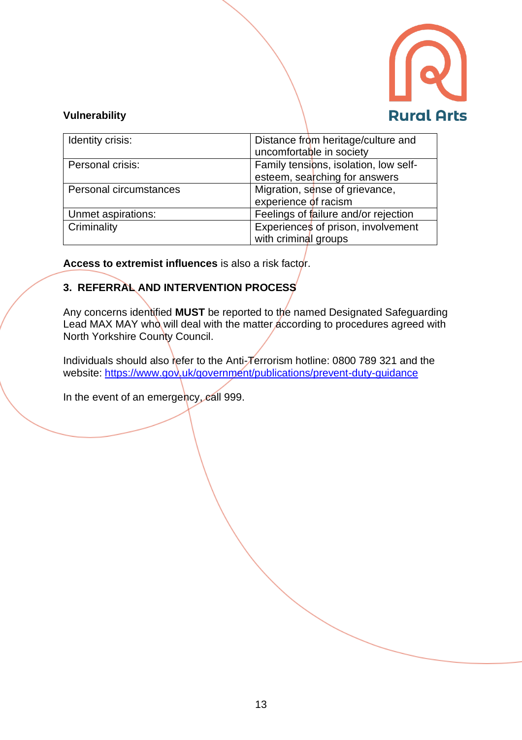**Vulnerability**

| Identity crisis: | Distance from heritage/culture and uncomfortable in society |
|---|---|
| Personal crisis: | Family tensions, isolation, low self-esteem, searching for answers |
| Personal circumstances | Migration, sense of grievance, experience of racism |
| Unmet aspirations: | Feelings of failure and/or rejection |
| Criminality | Experiences of prison, involvement with criminal groups |

**Access to extremist influences** is also a risk factor.

## 3. REFERRAL AND INTERVENTION PROCESS

Any concerns identified **MUST** be reported to the named Designated Safeguarding Lead MAX MAY who will deal with the matter according to procedures agreed with North Yorkshire County Council.

Individuals should also refer to the Anti-Terrorism hotline: 0800 789 321 and the website: https://www.gov.uk/government/publications/prevent-duty-guidance

In the event of an emergency, call 999.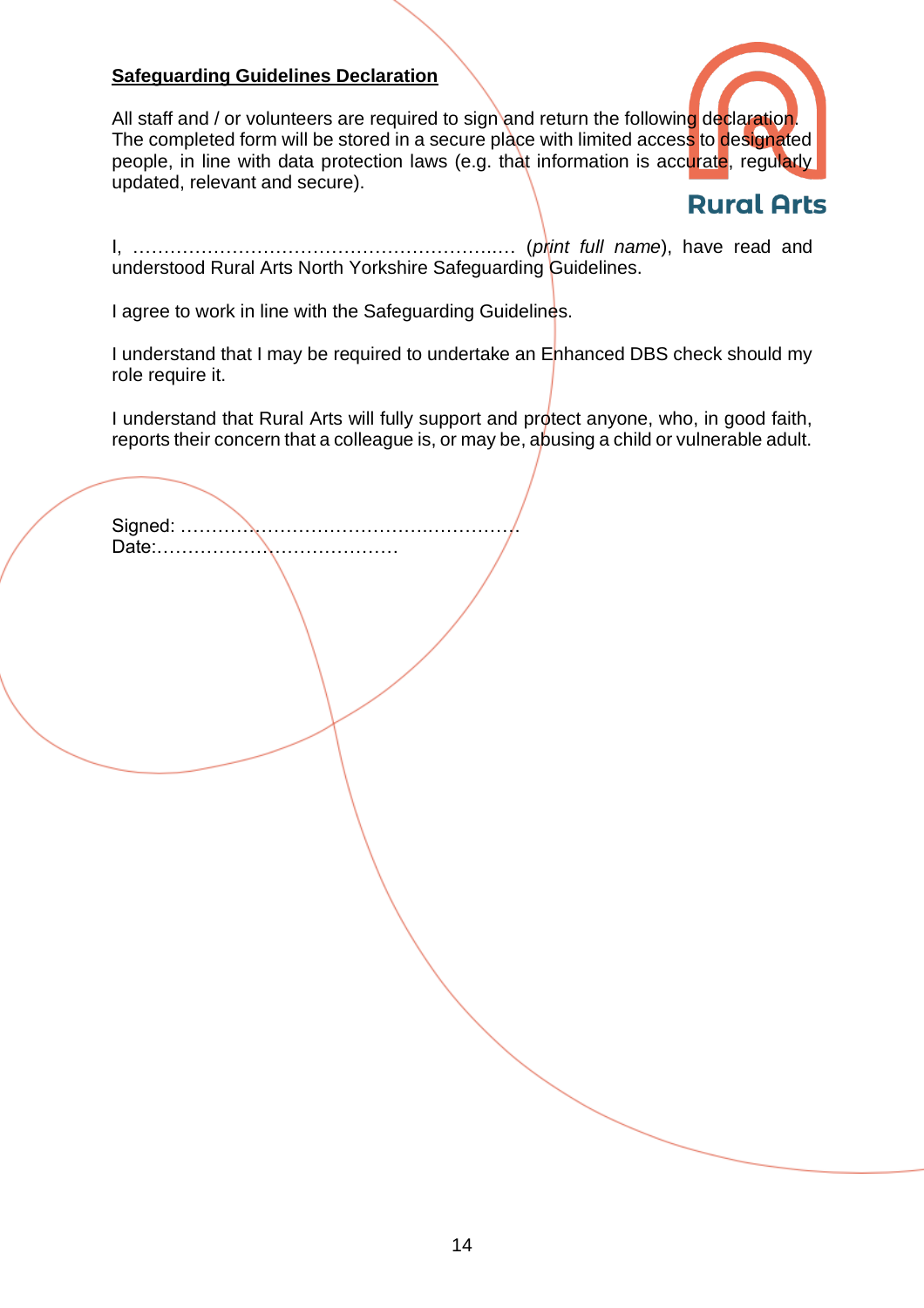**Safeguarding Guidelines Declaration**

Rural Arts

All staff and / or volunteers are required to sign and return the following declaration. The completed form will be stored in a secure place with limited access to designated people, in line with data protection laws (e.g. that information is accurate, regularly updated, relevant and secure).

I, ………………………………………………………..… (*print full name*), have read and understood Rural Arts North Yorkshire Safeguarding Guidelines.

I agree to work in line with the Safeguarding Guidelines.

I understand that I may be required to undertake an Enhanced DBS check should my role require it.

I understand that Rural Arts will fully support and protect anyone, who, in good faith, reports their concern that a colleague is, or may be, abusing a child or vulnerable adult.

Signed: ………………………………….…………….
Date:…………………………………